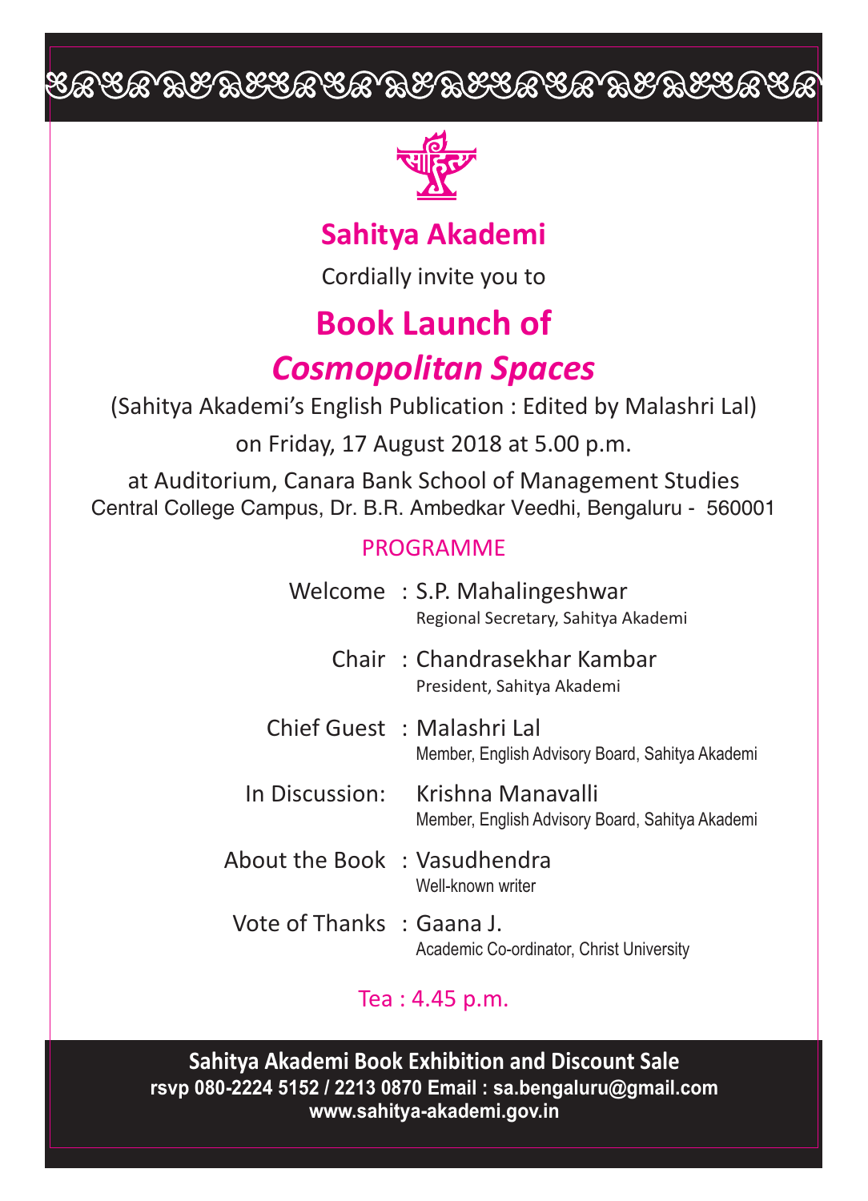# Sahitya Akademi

Cordially invite you to

# Book Launch of

## *Cosmopolitan Spaces*

(Sahitya Akademi's English Publication : Edited by Malashri Lal)

on Friday, 17 August 2018 at 5.00 p.m.

at Auditorium, Canara Bank School of Management Studies
Central College Campus, Dr. B.R. Ambedkar Veedhi, Bengaluru - 560001

### PROGRAMME

Welcome : S.P. Mahalingeshwar
Regional Secretary, Sahitya Akademi

Chair : Chandrasekhar Kambar
President, Sahitya Akademi

Chief Guest : Malashri Lal
Member, English Advisory Board, Sahitya Akademi

In Discussion: Krishna Manavalli
Member, English Advisory Board, Sahitya Akademi

About the Book : Vasudhendra
Well-known writer

Vote of Thanks : Gaana J.
Academic Co-ordinator, Christ University

Tea : 4.45 p.m.

**Sahitya Akademi Book Exhibition and Discount Sale**
**rsvp 080-2224 5152 / 2213 0870 Email : sa.bengaluru@gmail.com**
**www.sahitya-akademi.gov.in**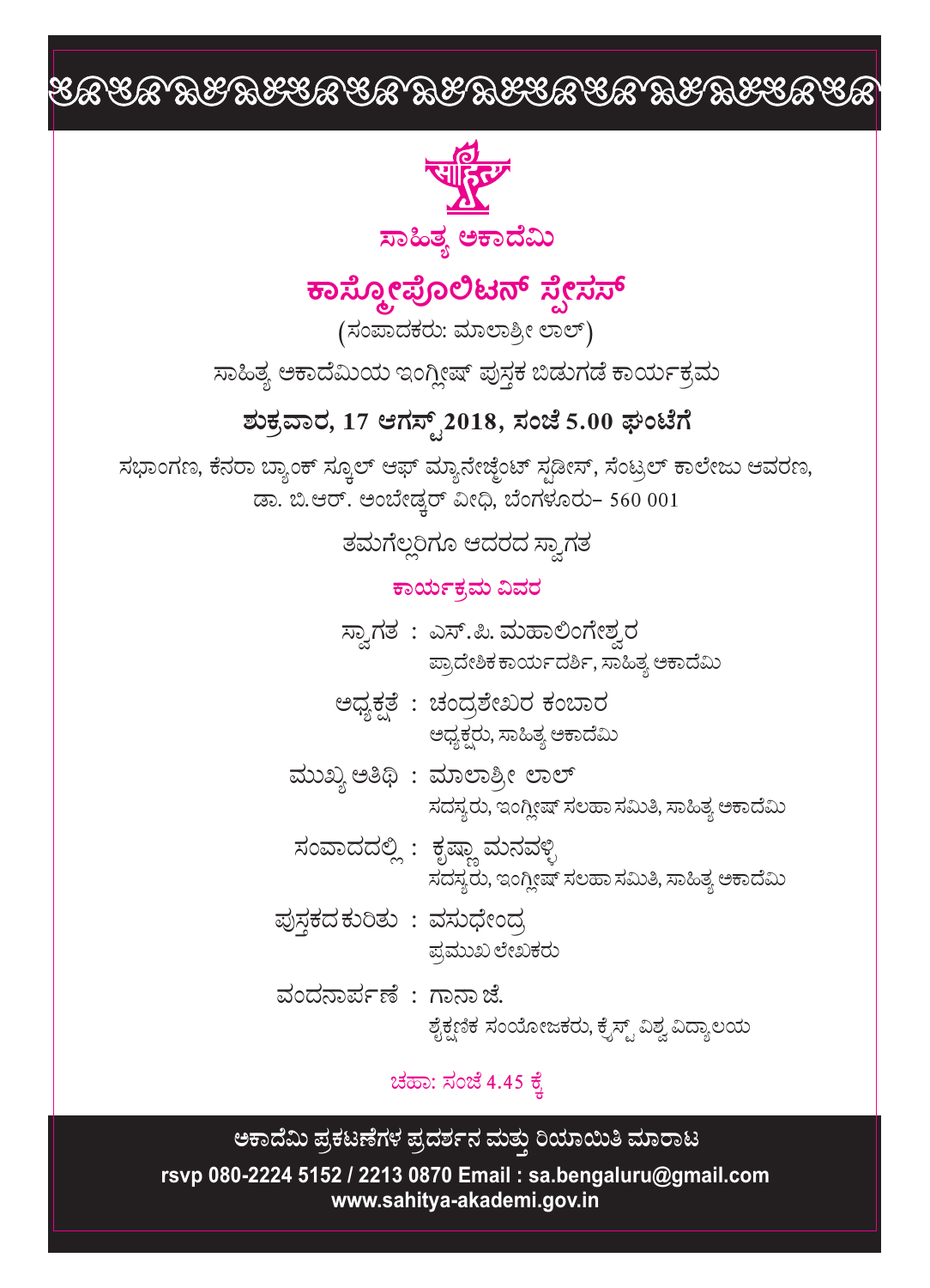ಸಾಹಿತ್ಯ ಅಕಾದೆಮಿ

# ಕಾಸ್ಮೋಪೊಲಿಟನ್ ಸ್ಪೇಸಸ್

(ಸಂಪಾದಕರು: ಮಾಲಾಶ್ರೀ ಲಾಲ್)

ಸಾಹಿತ್ಯ ಅಕಾದೆಮಿಯ ಇಂಗ್ಲೀಷ್ ಪುಸ್ತಕ ಬಿಡುಗಡೆ ಕಾರ್ಯಕ್ರಮ

**ಶುಕ್ರವಾರ, 17 ಆಗಸ್ಟ್ 2018, ಸಂಜೆ 5.00 ಘಂಟೆಗೆ**

ಸಭಾಂಗಣ, ಕೆನರಾ ಬ್ಯಾಂಕ್ ಸ್ಕೂಲ್ ಆಫ್ ಮ್ಯಾನೇಜ್ಮೆಂಟ್ ಸ್ಟಡೀಸ್, ಸೆಂಟ್ರಲ್ ಕಾಲೇಜು ಆವರಣ,
ಡಾ. ಬಿ.ಆರ್. ಅಂಬೇಡ್ಕರ್ ವೀಧಿ, ಬೆಂಗಳೂರು– 560 001

ತಮಗೆಲ್ಲರಿಗೂ ಆದರದ ಸ್ವಾಗತ

## ಕಾರ್ಯಕ್ರಮ ವಿವರ

ಸ್ವಾಗತ : ಎಸ್.ಪಿ. ಮಹಾಲಿಂಗೇಶ್ವರ
ಪ್ರಾದೇಶಿಕ ಕಾರ್ಯದರ್ಶಿ, ಸಾಹಿತ್ಯ ಅಕಾದೆಮಿ

ಅಧ್ಯಕ್ಷತೆ : ಚಂದ್ರಶೇಖರ ಕಂಬಾರ
ಅಧ್ಯಕ್ಷರು, ಸಾಹಿತ್ಯ ಅಕಾದೆಮಿ

ಮುಖ್ಯ ಅತಿಥಿ : ಮಾಲಾಶ್ರೀ ಲಾಲ್
ಸದಸ್ಯರು, ಇಂಗ್ಲೀಷ್ ಸಲಹಾ ಸಮಿತಿ, ಸಾಹಿತ್ಯ ಅಕಾದೆಮಿ

ಸಂವಾದದಲ್ಲಿ : ಕೃಷ್ಣಾ ಮನವಳ್ಳಿ
ಸದಸ್ಯರು, ಇಂಗ್ಲೀಷ್ ಸಲಹಾ ಸಮಿತಿ, ಸಾಹಿತ್ಯ ಅಕಾದೆಮಿ

ಪುಸ್ತಕದ ಕುರಿತು : ವಸುಧೇಂದ್ರ
ಪ್ರಮುಖ ಲೇಖಕರು

ವಂದನಾರ್ಪಣೆ : ಗಾನಾ ಜೆ.
ಶೈಕ್ಷಣಿಕ ಸಂಯೋಜಕರು, ಕ್ರೈಸ್ಟ್ ವಿಶ್ವ ವಿದ್ಯಾಲಯ

ಚಹಾ: ಸಂಜೆ 4.45 ಕ್ಕೆ

**ಅಕಾದೆಮಿ ಪ್ರಕಟಣೆಗಳ ಪ್ರದರ್ಶನ ಮತ್ತು ರಿಯಾಯಿತಿ ಮಾರಾಟ**

**rsvp 080-2224 5152 / 2213 0870 Email : sa.bengaluru@gmail.com**
**www.sahitya-akademi.gov.in**